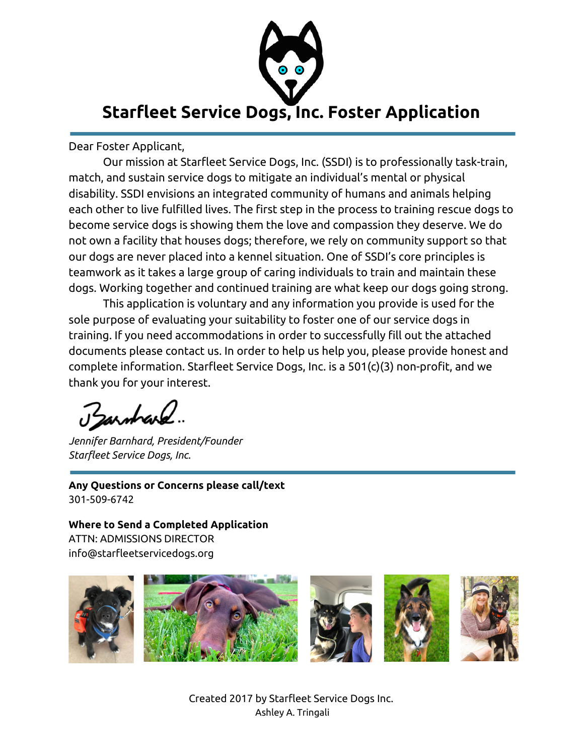# Starfleet Service Dogs, Inc. Foster Application

Dear Foster Applicant,

Our mission at Starfleet Service Dogs, Inc. (SSDI) is to professionally task-train, match, and sustain service dogs to mitigate an individual's mental or physical disability. SSDI envisions an integrated community of humans and animals helping each other to live fulfilled lives. The first step in the process to training rescue dogs to become service dogs is showing them the love and compassion they deserve. We do not own a facility that houses dogs; therefore, we rely on community support so that our dogs are never placed into a kennel situation. One of SSDI's core principles is teamwork as it takes a large group of caring individuals to train and maintain these dogs. Working together and continued training are what keep our dogs going strong.

This application is voluntary and any information you provide is used for the sole purpose of evaluating your suitability to foster one of our service dogs in training. If you need accommodations in order to successfully fill out the attached documents please contact us. In order to help us help you, please provide honest and complete information. Starfleet Service Dogs, Inc. is a 501(c)(3) non-profit, and we thank you for your interest.

J Barnhard..

*Jennifer Barnhard, President/Founder*
*Starfleet Service Dogs, Inc.*

**Any Questions or Concerns please call/text**
301-509-6742

**Where to Send a Completed Application**
ATTN: ADMISSIONS DIRECTOR
info@starfleetservicedogs.org

Created 2017 by Starfleet Service Dogs Inc.
Ashley A. Tringali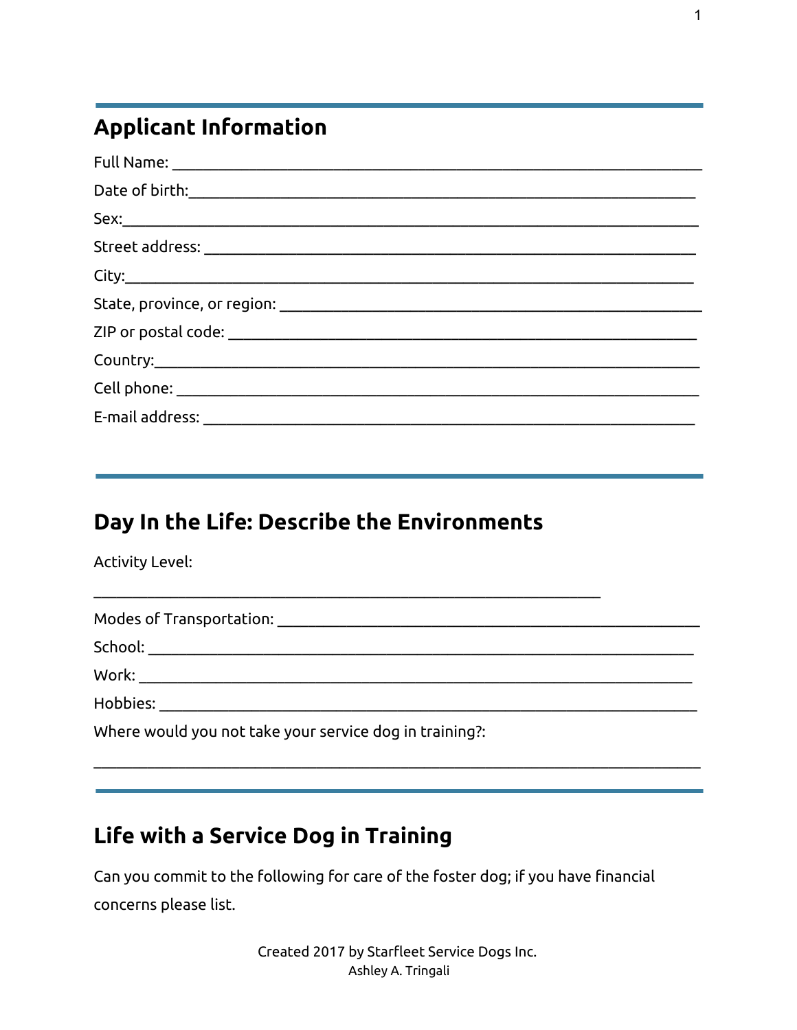## Applicant Information

Full Name: ___________________________________________________________

Date of birth:_________________________________________________________

Sex:_______________________________________________________________

Street address: _______________________________________________________

City:_______________________________________________________________

State, province, or region: _____________________________________________

ZIP or postal code: ___________________________________________________

Country:____________________________________________________________

Cell phone: __________________________________________________________

E-mail address: _______________________________________________________

## Day In the Life: Describe the Environments

Activity Level:

_________________________________________________________

Modes of Transportation: _______________________________________________

School: ____________________________________________________________

Work: ______________________________________________________________

Hobbies: ____________________________________________________________

Where would you not take your service dog in training?:

____________________________________________________________________

## Life with a Service Dog in Training

Can you commit to the following for care of the foster dog; if you have financial concerns please list.

Created 2017 by Starfleet Service Dogs Inc.
Ashley A. Tringali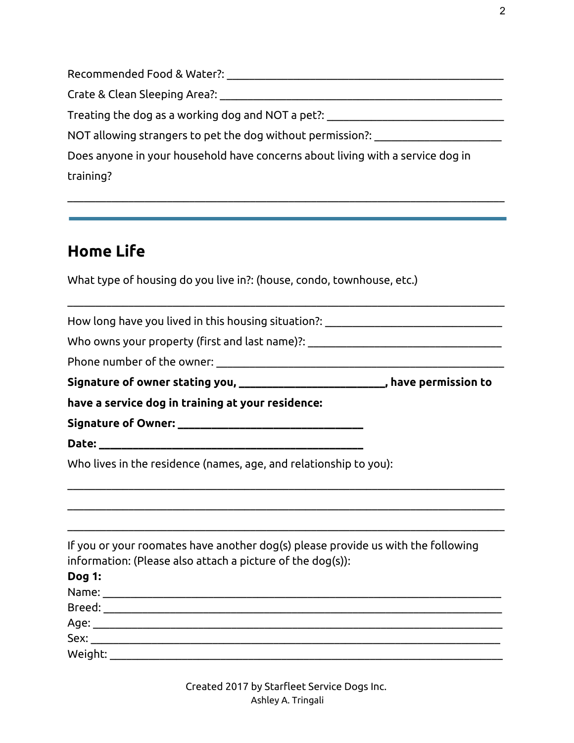Recommended Food & Water?: ____________________________________________

Crate & Clean Sleeping Area?: __________________________________________

Treating the dog as a working dog and NOT a pet?: ______________________________

NOT allowing strangers to pet the dog without permission?: _____________________

Does anyone in your household have concerns about living with a service dog in training?

_______________________________________________________________________

---

## Home Life

What type of housing do you live in?: (house, condo, townhouse, etc.)

_______________________________________________________________________

How long have you lived in this housing situation?: _____________________________

Who owns your property (first and last name)?: ________________________________

Phone number of the owner: ______________________________________________

**Signature of owner stating you, _______________________, have permission to have a service dog in training at your residence:**

**Signature of Owner: _____________________________**

**Date: ________________________________________**

Who lives in the residence (names, age, and relationship to you):

_______________________________________________________________________

_______________________________________________________________________

_______________________________________________________________________

If you or your roomates have another dog(s) please provide us with the following information: (Please also attach a picture of the dog(s)):

**Dog 1:**

Name: _________________________________________________________________

Breed: _________________________________________________________________

Age: __________________________________________________________________

Sex: __________________________________________________________________

Weight: _______________________________________________________________

Created 2017 by Starfleet Service Dogs Inc.
Ashley A. Tringali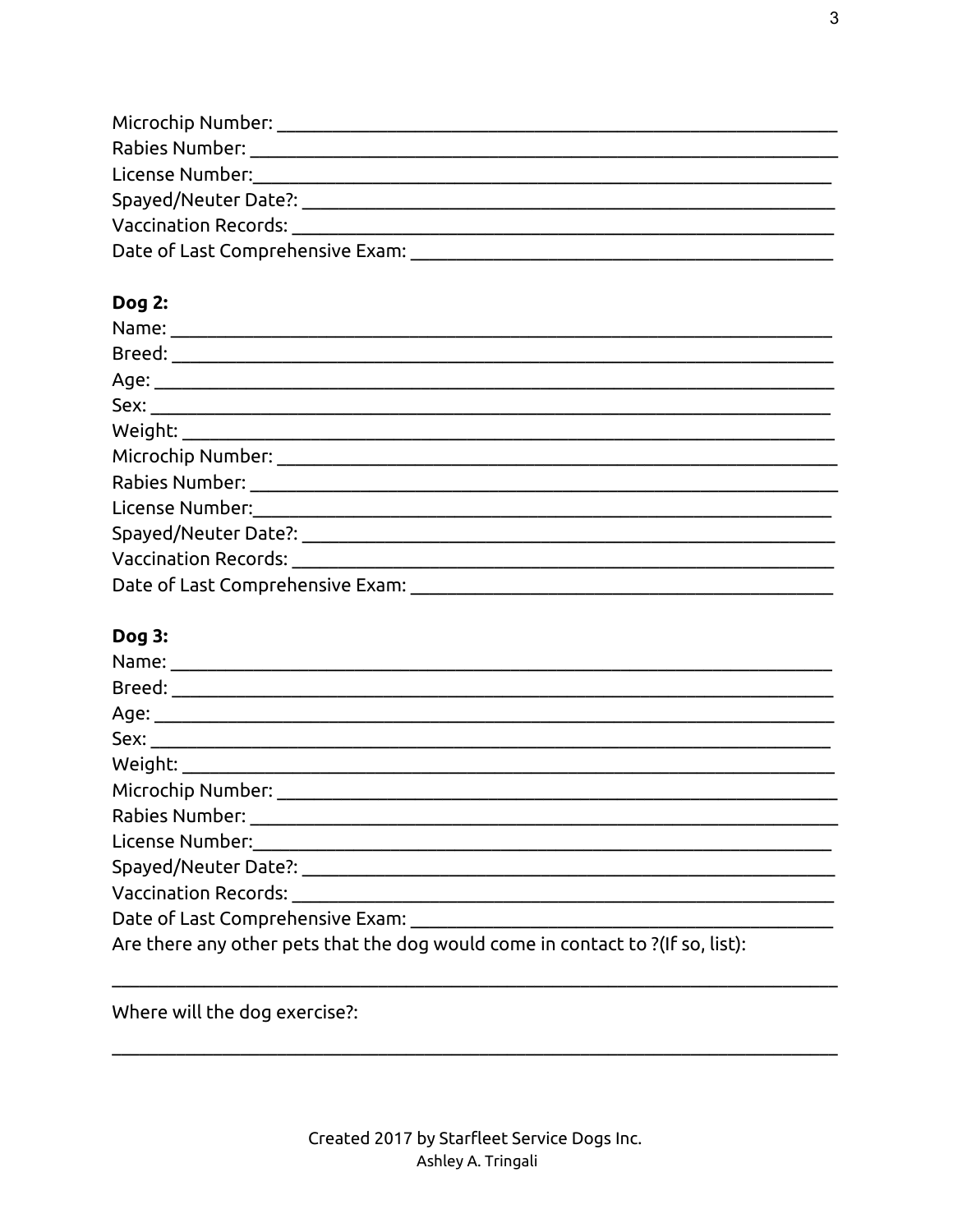Microchip Number: ____________________________________________________________
Rabies Number: ______________________________________________________________
License Number:______________________________________________________________
Spayed/Neuter Date?: _________________________________________________________
Vaccination Records: _________________________________________________________
Date of Last Comprehensive Exam: _____________________________________________

**Dog 2:**
Name: _______________________________________________________________________
Breed: _______________________________________________________________________
Age: _________________________________________________________________________
Sex: _________________________________________________________________________
Weight: ______________________________________________________________________
Microchip Number: ____________________________________________________________
Rabies Number: ______________________________________________________________
License Number:______________________________________________________________
Spayed/Neuter Date?: _________________________________________________________
Vaccination Records: _________________________________________________________
Date of Last Comprehensive Exam: _____________________________________________

**Dog 3:**
Name: _______________________________________________________________________
Breed: _______________________________________________________________________
Age: _________________________________________________________________________
Sex: _________________________________________________________________________
Weight: ______________________________________________________________________
Microchip Number: ____________________________________________________________
Rabies Number: ______________________________________________________________
License Number:______________________________________________________________
Spayed/Neuter Date?: _________________________________________________________
Vaccination Records: _________________________________________________________
Date of Last Comprehensive Exam: _____________________________________________
Are there any other pets that the dog would come in contact to ?(If so, list):

______________________________________________________________________________

Where will the dog exercise?:

______________________________________________________________________________

Created 2017 by Starfleet Service Dogs Inc.
Ashley A. Tringali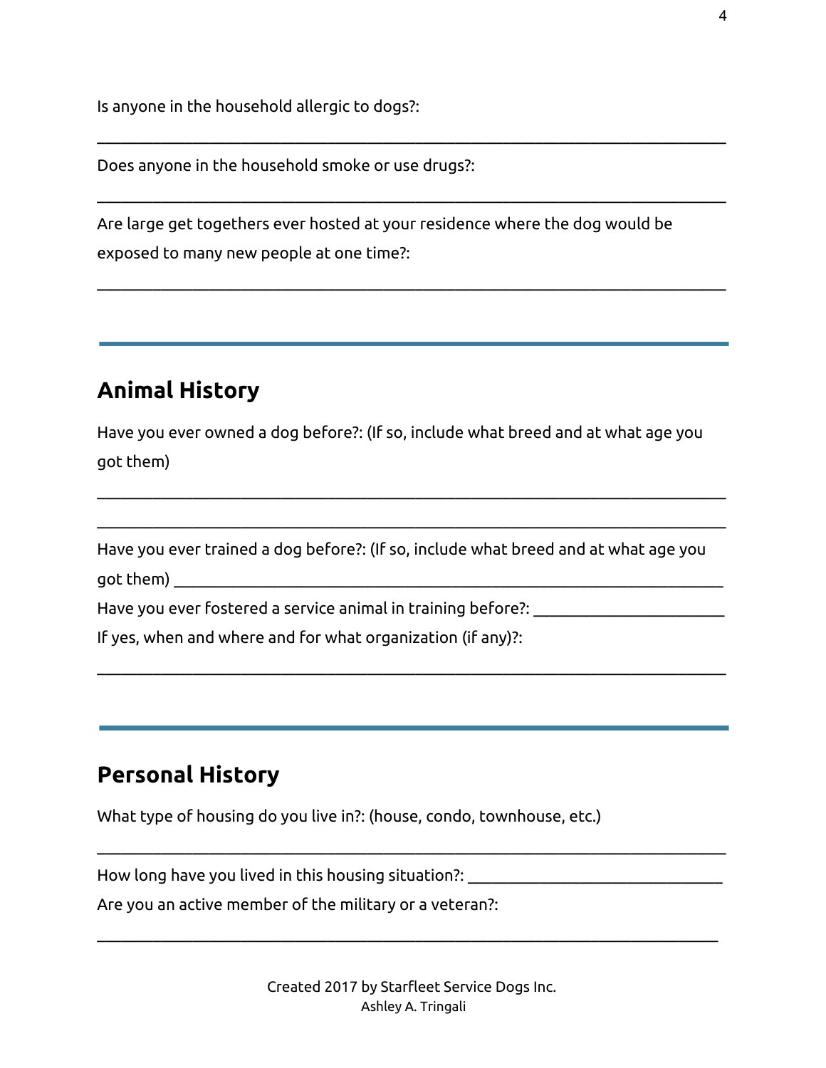Is anyone in the household allergic to dogs?:

______________________________________________________________________________

Does anyone in the household smoke or use drugs?:

______________________________________________________________________________

Are large get togethers ever hosted at your residence where the dog would be exposed to many new people at one time?:

______________________________________________________________________________

---

## Animal History

Have you ever owned a dog before?: (If so, include what breed and at what age you got them)

______________________________________________________________________________

______________________________________________________________________________

Have you ever trained a dog before?: (If so, include what breed and at what age you got them) ____________________________________________________________

Have you ever fostered a service animal in training before?: ______________________

If yes, when and where and for what organization (if any)?:

______________________________________________________________________________

---

## Personal History

What type of housing do you live in?: (house, condo, townhouse, etc.)

______________________________________________________________________________

How long have you lived in this housing situation?: _____________________________

Are you an active member of the military or a veteran?:

______________________________________________________________________________

Created 2017 by Starfleet Service Dogs Inc.
Ashley A. Tringali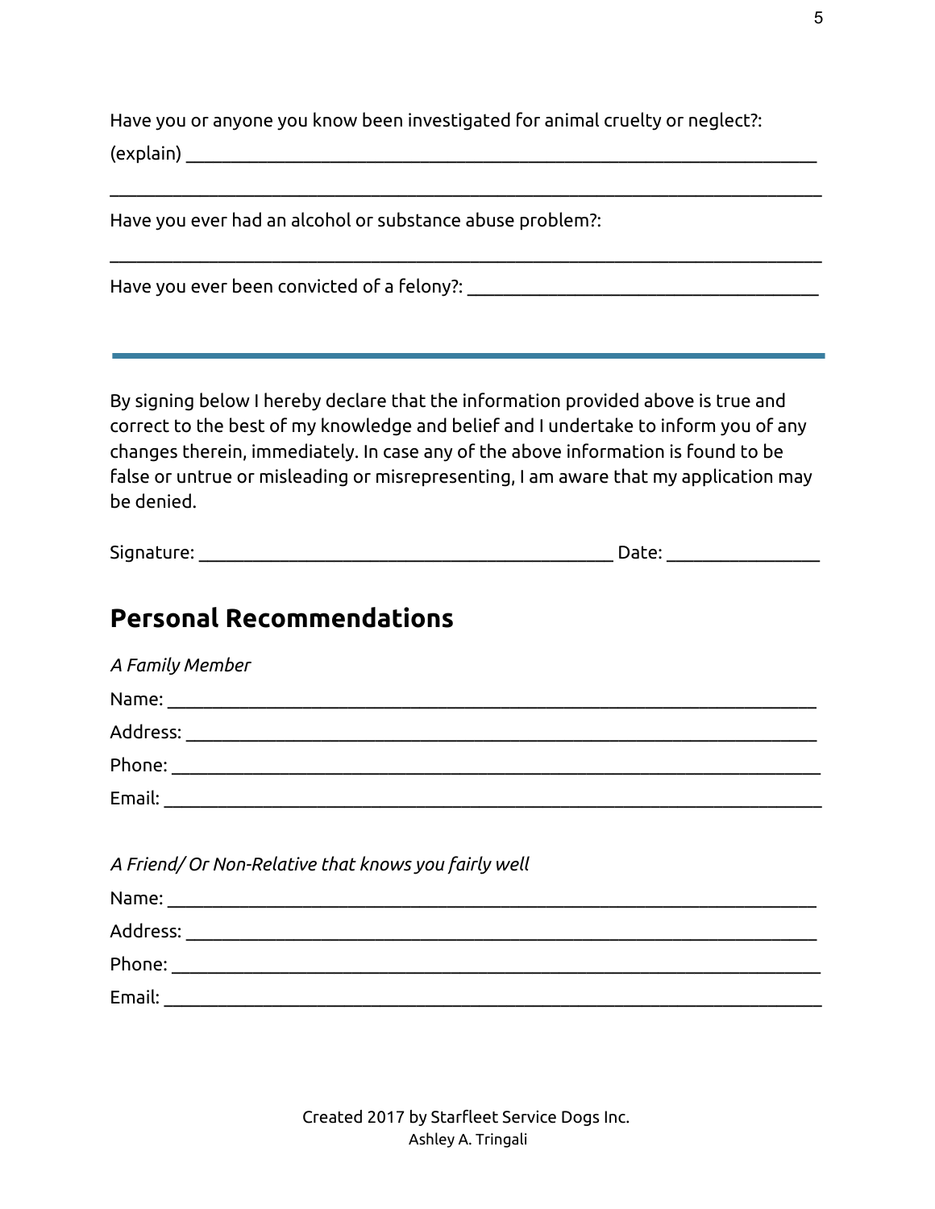Have you or anyone you know been investigated for animal cruelty or neglect?:

(explain) ___________________________________________________________________

______________________________________________________________________________

Have you ever had an alcohol or substance abuse problem?:

______________________________________________________________________________

Have you ever been convicted of a felony?: ______________________________________

---

By signing below I hereby declare that the information provided above is true and correct to the best of my knowledge and belief and I undertake to inform you of any changes therein, immediately. In case any of the above information is found to be false or untrue or misleading or misrepresenting, I am aware that my application may be denied.

Signature: _____________________________________________ Date: ________________

## Personal Recommendations

*A Family Member*

Name: _______________________________________________________________________

Address: _____________________________________________________________________

Phone: _______________________________________________________________________

Email: _______________________________________________________________________

*A Friend/ Or Non-Relative that knows you fairly well*

Name: _______________________________________________________________________

Address: _____________________________________________________________________

Phone: _______________________________________________________________________

Email: _______________________________________________________________________

Created 2017 by Starfleet Service Dogs Inc.
Ashley A. Tringali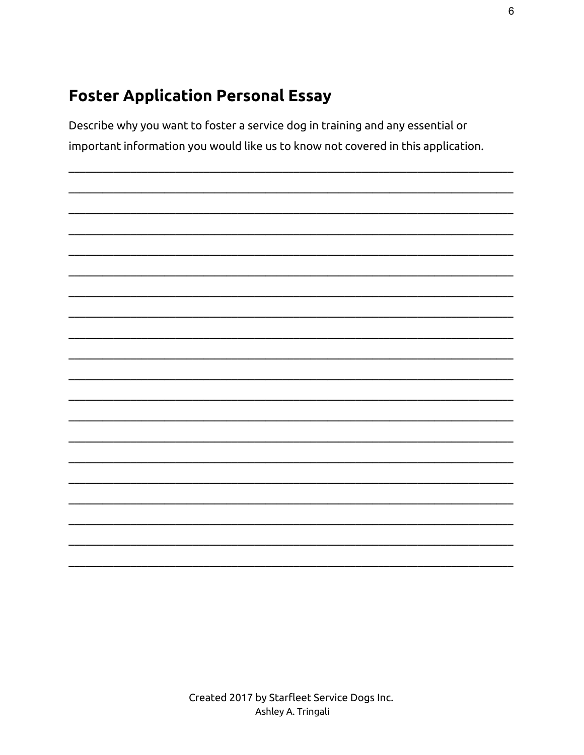## Foster Application Personal Essay

Describe why you want to foster a service dog in training and any essential or important information you would like us to know not covered in this application.

\_\_\_\_\_\_\_\_\_\_\_\_\_\_\_\_\_\_\_\_\_\_\_\_\_\_\_\_\_\_\_\_\_\_\_\_\_\_\_\_\_\_\_\_\_\_\_\_\_\_\_\_\_\_\_\_\_\_\_\_\_\_\_\_\_\_\_\_\_\_\_\_

\_\_\_\_\_\_\_\_\_\_\_\_\_\_\_\_\_\_\_\_\_\_\_\_\_\_\_\_\_\_\_\_\_\_\_\_\_\_\_\_\_\_\_\_\_\_\_\_\_\_\_\_\_\_\_\_\_\_\_\_\_\_\_\_\_\_\_\_\_\_\_\_

\_\_\_\_\_\_\_\_\_\_\_\_\_\_\_\_\_\_\_\_\_\_\_\_\_\_\_\_\_\_\_\_\_\_\_\_\_\_\_\_\_\_\_\_\_\_\_\_\_\_\_\_\_\_\_\_\_\_\_\_\_\_\_\_\_\_\_\_\_\_\_\_

\_\_\_\_\_\_\_\_\_\_\_\_\_\_\_\_\_\_\_\_\_\_\_\_\_\_\_\_\_\_\_\_\_\_\_\_\_\_\_\_\_\_\_\_\_\_\_\_\_\_\_\_\_\_\_\_\_\_\_\_\_\_\_\_\_\_\_\_\_\_\_\_

\_\_\_\_\_\_\_\_\_\_\_\_\_\_\_\_\_\_\_\_\_\_\_\_\_\_\_\_\_\_\_\_\_\_\_\_\_\_\_\_\_\_\_\_\_\_\_\_\_\_\_\_\_\_\_\_\_\_\_\_\_\_\_\_\_\_\_\_\_\_\_\_

\_\_\_\_\_\_\_\_\_\_\_\_\_\_\_\_\_\_\_\_\_\_\_\_\_\_\_\_\_\_\_\_\_\_\_\_\_\_\_\_\_\_\_\_\_\_\_\_\_\_\_\_\_\_\_\_\_\_\_\_\_\_\_\_\_\_\_\_\_\_\_\_

\_\_\_\_\_\_\_\_\_\_\_\_\_\_\_\_\_\_\_\_\_\_\_\_\_\_\_\_\_\_\_\_\_\_\_\_\_\_\_\_\_\_\_\_\_\_\_\_\_\_\_\_\_\_\_\_\_\_\_\_\_\_\_\_\_\_\_\_\_\_\_\_

\_\_\_\_\_\_\_\_\_\_\_\_\_\_\_\_\_\_\_\_\_\_\_\_\_\_\_\_\_\_\_\_\_\_\_\_\_\_\_\_\_\_\_\_\_\_\_\_\_\_\_\_\_\_\_\_\_\_\_\_\_\_\_\_\_\_\_\_\_\_\_\_

\_\_\_\_\_\_\_\_\_\_\_\_\_\_\_\_\_\_\_\_\_\_\_\_\_\_\_\_\_\_\_\_\_\_\_\_\_\_\_\_\_\_\_\_\_\_\_\_\_\_\_\_\_\_\_\_\_\_\_\_\_\_\_\_\_\_\_\_\_\_\_\_

\_\_\_\_\_\_\_\_\_\_\_\_\_\_\_\_\_\_\_\_\_\_\_\_\_\_\_\_\_\_\_\_\_\_\_\_\_\_\_\_\_\_\_\_\_\_\_\_\_\_\_\_\_\_\_\_\_\_\_\_\_\_\_\_\_\_\_\_\_\_\_\_

\_\_\_\_\_\_\_\_\_\_\_\_\_\_\_\_\_\_\_\_\_\_\_\_\_\_\_\_\_\_\_\_\_\_\_\_\_\_\_\_\_\_\_\_\_\_\_\_\_\_\_\_\_\_\_\_\_\_\_\_\_\_\_\_\_\_\_\_\_\_\_\_

\_\_\_\_\_\_\_\_\_\_\_\_\_\_\_\_\_\_\_\_\_\_\_\_\_\_\_\_\_\_\_\_\_\_\_\_\_\_\_\_\_\_\_\_\_\_\_\_\_\_\_\_\_\_\_\_\_\_\_\_\_\_\_\_\_\_\_\_\_\_\_\_

\_\_\_\_\_\_\_\_\_\_\_\_\_\_\_\_\_\_\_\_\_\_\_\_\_\_\_\_\_\_\_\_\_\_\_\_\_\_\_\_\_\_\_\_\_\_\_\_\_\_\_\_\_\_\_\_\_\_\_\_\_\_\_\_\_\_\_\_\_\_\_\_

\_\_\_\_\_\_\_\_\_\_\_\_\_\_\_\_\_\_\_\_\_\_\_\_\_\_\_\_\_\_\_\_\_\_\_\_\_\_\_\_\_\_\_\_\_\_\_\_\_\_\_\_\_\_\_\_\_\_\_\_\_\_\_\_\_\_\_\_\_\_\_\_

\_\_\_\_\_\_\_\_\_\_\_\_\_\_\_\_\_\_\_\_\_\_\_\_\_\_\_\_\_\_\_\_\_\_\_\_\_\_\_\_\_\_\_\_\_\_\_\_\_\_\_\_\_\_\_\_\_\_\_\_\_\_\_\_\_\_\_\_\_\_\_\_

\_\_\_\_\_\_\_\_\_\_\_\_\_\_\_\_\_\_\_\_\_\_\_\_\_\_\_\_\_\_\_\_\_\_\_\_\_\_\_\_\_\_\_\_\_\_\_\_\_\_\_\_\_\_\_\_\_\_\_\_\_\_\_\_\_\_\_\_\_\_\_\_

\_\_\_\_\_\_\_\_\_\_\_\_\_\_\_\_\_\_\_\_\_\_\_\_\_\_\_\_\_\_\_\_\_\_\_\_\_\_\_\_\_\_\_\_\_\_\_\_\_\_\_\_\_\_\_\_\_\_\_\_\_\_\_\_\_\_\_\_\_\_\_\_

\_\_\_\_\_\_\_\_\_\_\_\_\_\_\_\_\_\_\_\_\_\_\_\_\_\_\_\_\_\_\_\_\_\_\_\_\_\_\_\_\_\_\_\_\_\_\_\_\_\_\_\_\_\_\_\_\_\_\_\_\_\_\_\_\_\_\_\_\_\_\_\_

\_\_\_\_\_\_\_\_\_\_\_\_\_\_\_\_\_\_\_\_\_\_\_\_\_\_\_\_\_\_\_\_\_\_\_\_\_\_\_\_\_\_\_\_\_\_\_\_\_\_\_\_\_\_\_\_\_\_\_\_\_\_\_\_\_\_\_\_\_\_\_\_

\_\_\_\_\_\_\_\_\_\_\_\_\_\_\_\_\_\_\_\_\_\_\_\_\_\_\_\_\_\_\_\_\_\_\_\_\_\_\_\_\_\_\_\_\_\_\_\_\_\_\_\_\_\_\_\_\_\_\_\_\_\_\_\_\_\_\_\_\_\_\_\_

Created 2017 by Starfleet Service Dogs Inc.
Ashley A. Tringali